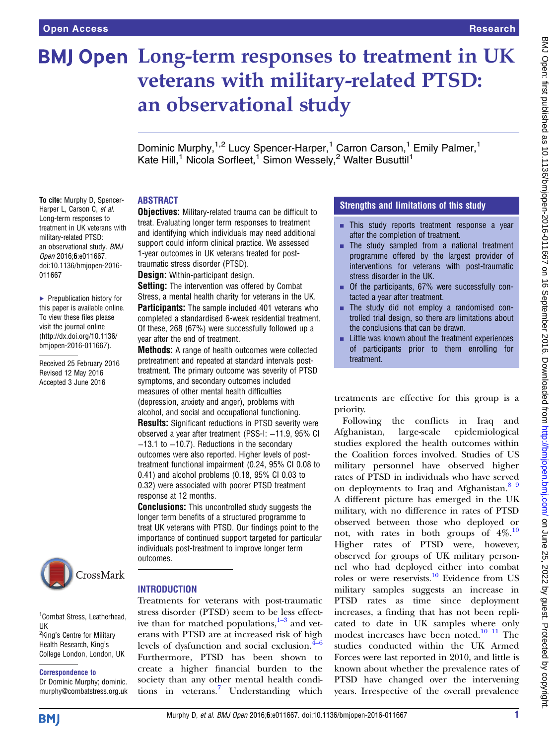# Long-term responses to treatment in UK veterans with military-related PTSD: an observational study

Dominic Murphy,[1,2] Lucy Spencer-Harper,[1] Carron Carson,[1] Emily Palmer,[1] Kate Hill,[1] Nicola Sorfleet,[1] Simon Wessely,[2] Walter Busuttil[1]

**To cite:** Murphy D, Spencer-Harper L, Carson C, *et al.* Long-term responses to treatment in UK veterans with military-related PTSD: an observational study. *BMJ Open* 2016;**6**:e011667. doi:10.1136/bmjopen-2016-011667

► Prepublication history for this paper is available online. To view these files please visit the journal online (http://dx.doi.org/10.1136/bmjopen-2016-011667).

Received 25 February 2016
Revised 12 May 2016
Accepted 3 June 2016

[1]Combat Stress, Leatherhead, UK
[2]King's Centre for Military Health Research, King's College London, London, UK

**Correspondence to**
Dr Dominic Murphy; dominic.murphy@combatstress.org.uk

## ABSTRACT

**Objectives:** Military-related trauma can be difficult to treat. Evaluating longer term responses to treatment and identifying which individuals may need additional support could inform clinical practice. We assessed 1-year outcomes in UK veterans treated for post-traumatic stress disorder (PTSD).

**Design:** Within-participant design.

**Setting:** The intervention was offered by Combat Stress, a mental health charity for veterans in the UK.

**Participants:** The sample included 401 veterans who completed a standardised 6-week residential treatment. Of these, 268 (67%) were successfully followed up a year after the end of treatment.

**Methods:** A range of health outcomes were collected pretreatment and repeated at standard intervals post-treatment. The primary outcome was severity of PTSD symptoms, and secondary outcomes included measures of other mental health difficulties (depression, anxiety and anger), problems with alcohol, and social and occupational functioning.

**Results:** Significant reductions in PTSD severity were observed a year after treatment (PSS-I: −11.9, 95% CI −13.1 to −10.7). Reductions in the secondary outcomes were also reported. Higher levels of post-treatment functional impairment (0.24, 95% CI 0.08 to 0.41) and alcohol problems (0.18, 95% CI 0.03 to 0.32) were associated with poorer PTSD treatment response at 12 months.

**Conclusions:** This uncontrolled study suggests the longer term benefits of a structured programme to treat UK veterans with PTSD. Our findings point to the importance of continued support targeted for particular individuals post-treatment to improve longer term outcomes.

## Strengths and limitations of this study

- This study reports treatment response a year after the completion of treatment.
- The study sampled from a national treatment programme offered by the largest provider of interventions for veterans with post-traumatic stress disorder in the UK.
- Of the participants, 67% were successfully contacted a year after treatment.
- The study did not employ a randomised controlled trial design, so there are limitations about the conclusions that can be drawn.
- Little was known about the treatment experiences of participants prior to them enrolling for treatment.

## INTRODUCTION

Treatments for veterans with post-traumatic stress disorder (PTSD) seem to be less effective than for matched populations,[1–3] and veterans with PTSD are at increased risk of high levels of dysfunction and social exclusion.[4–6] Furthermore, PTSD has been shown to create a higher financial burden to the society than any other mental health conditions in veterans.[7] Understanding which treatments are effective for this group is a priority.

Following the conflicts in Iraq and Afghanistan, large-scale epidemiological studies explored the health outcomes within the Coalition forces involved. Studies of US military personnel have observed higher rates of PTSD in individuals who have served on deployments to Iraq and Afghanistan.[8 9] A different picture has emerged in the UK military, with no difference in rates of PTSD observed between those who deployed or not, with rates in both groups of 4%.[10] Higher rates of PTSD were, however, observed for groups of UK military personnel who had deployed either into combat roles or were reservists.[10] Evidence from US military samples suggests an increase in PTSD rates as time since deployment increases, a finding that has not been replicated to date in UK samples where only modest increases have been noted.[10 11] The studies conducted within the UK Armed Forces were last reported in 2010, and little is known about whether the prevalence rates of PTSD have changed over the intervening years. Irrespective of the overall prevalence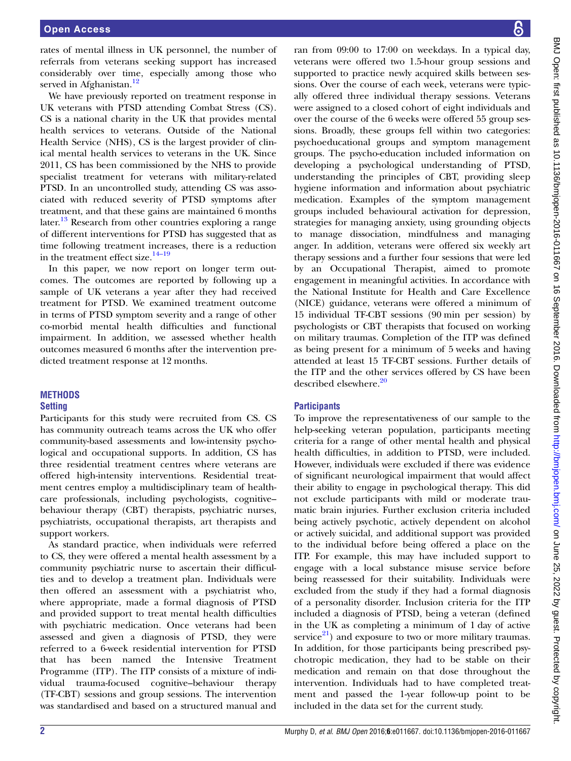rates of mental illness in UK personnel, the number of referrals from veterans seeking support has increased considerably over time, especially among those who served in Afghanistan.[12]

We have previously reported on treatment response in UK veterans with PTSD attending Combat Stress (CS). CS is a national charity in the UK that provides mental health services to veterans. Outside of the National Health Service (NHS), CS is the largest provider of clinical mental health services to veterans in the UK. Since 2011, CS has been commissioned by the NHS to provide specialist treatment for veterans with military-related PTSD. In an uncontrolled study, attending CS was associated with reduced severity of PTSD symptoms after treatment, and that these gains are maintained 6 months later.[13] Research from other countries exploring a range of different interventions for PTSD has suggested that as time following treatment increases, there is a reduction in the treatment effect size.[14–19]

In this paper, we now report on longer term outcomes. The outcomes are reported by following up a sample of UK veterans a year after they had received treatment for PTSD. We examined treatment outcome in terms of PTSD symptom severity and a range of other co-morbid mental health difficulties and functional impairment. In addition, we assessed whether health outcomes measured 6 months after the intervention predicted treatment response at 12 months.

## METHODS

### Setting

Participants for this study were recruited from CS. CS has community outreach teams across the UK who offer community-based assessments and low-intensity psychological and occupational supports. In addition, CS has three residential treatment centres where veterans are offered high-intensity interventions. Residential treatment centres employ a multidisciplinary team of healthcare professionals, including psychologists, cognitive–behaviour therapy (CBT) therapists, psychiatric nurses, psychiatrists, occupational therapists, art therapists and support workers.

As standard practice, when individuals were referred to CS, they were offered a mental health assessment by a community psychiatric nurse to ascertain their difficulties and to develop a treatment plan. Individuals were then offered an assessment with a psychiatrist who, where appropriate, made a formal diagnosis of PTSD and provided support to treat mental health difficulties with psychiatric medication. Once veterans had been assessed and given a diagnosis of PTSD, they were referred to a 6-week residential intervention for PTSD that has been named the Intensive Treatment Programme (ITP). The ITP consists of a mixture of individual trauma-focused cognitive–behaviour therapy (TF-CBT) sessions and group sessions. The intervention was standardised and based on a structured manual and ran from 09:00 to 17:00 on weekdays. In a typical day, veterans were offered two 1.5-hour group sessions and supported to practice newly acquired skills between sessions. Over the course of each week, veterans were typically offered three individual therapy sessions. Veterans were assigned to a closed cohort of eight individuals and over the course of the 6 weeks were offered 55 group sessions. Broadly, these groups fell within two categories: psychoeducational groups and symptom management groups. The psycho-education included information on developing a psychological understanding of PTSD, understanding the principles of CBT, providing sleep hygiene information and information about psychiatric medication. Examples of the symptom management groups included behavioural activation for depression, strategies for managing anxiety, using grounding objects to manage dissociation, mindfulness and managing anger. In addition, veterans were offered six weekly art therapy sessions and a further four sessions that were led by an Occupational Therapist, aimed to promote engagement in meaningful activities. In accordance with the National Institute for Health and Care Excellence (NICE) guidance, veterans were offered a minimum of 15 individual TF-CBT sessions (90 min per session) by psychologists or CBT therapists that focused on working on military traumas. Completion of the ITP was defined as being present for a minimum of 5 weeks and having attended at least 15 TF-CBT sessions. Further details of the ITP and the other services offered by CS have been described elsewhere.[20]

### Participants

To improve the representativeness of our sample to the help-seeking veteran population, participants meeting criteria for a range of other mental health and physical health difficulties, in addition to PTSD, were included. However, individuals were excluded if there was evidence of significant neurological impairment that would affect their ability to engage in psychological therapy. This did not exclude participants with mild or moderate traumatic brain injuries. Further exclusion criteria included being actively psychotic, actively dependent on alcohol or actively suicidal, and additional support was provided to the individual before being offered a place on the ITP. For example, this may have included support to engage with a local substance misuse service before being reassessed for their suitability. Individuals were excluded from the study if they had a formal diagnosis of a personality disorder. Inclusion criteria for the ITP included a diagnosis of PTSD, being a veteran (defined in the UK as completing a minimum of 1 day of active service[21]) and exposure to two or more military traumas. In addition, for those participants being prescribed psychotropic medication, they had to be stable on their medication and remain on that dose throughout the intervention. Individuals had to have completed treatment and passed the 1-year follow-up point to be included in the data set for the current study.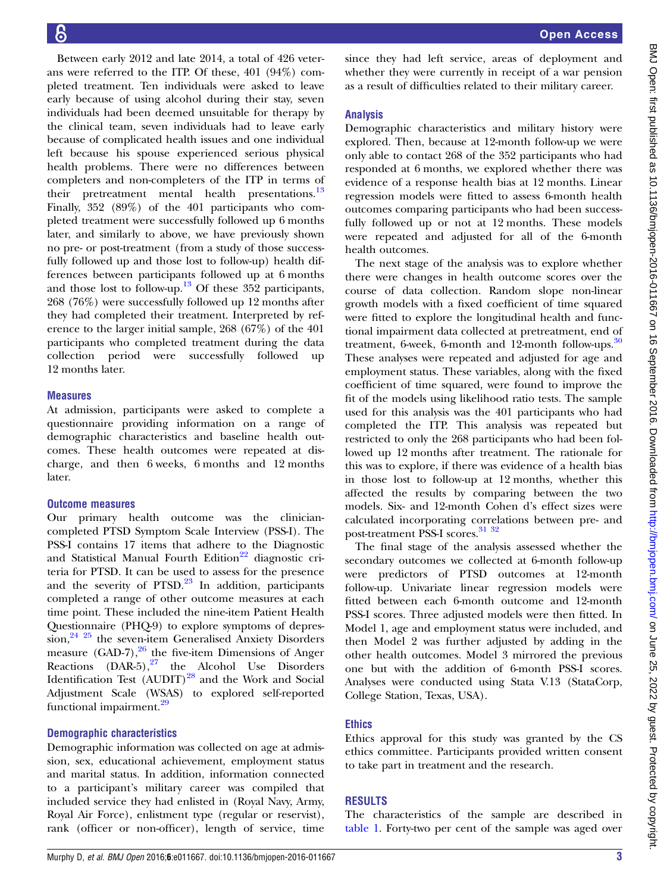Between early 2012 and late 2014, a total of 426 veterans were referred to the ITP. Of these, 401 (94%) completed treatment. Ten individuals were asked to leave early because of using alcohol during their stay, seven individuals had been deemed unsuitable for therapy by the clinical team, seven individuals had to leave early because of complicated health issues and one individual left because his spouse experienced serious physical health problems. There were no differences between completers and non-completers of the ITP in terms of their pretreatment mental health presentations.[13] Finally, 352 (89%) of the 401 participants who completed treatment were successfully followed up 6 months later, and similarly to above, we have previously shown no pre- or post-treatment (from a study of those successfully followed up and those lost to follow-up) health differences between participants followed up at 6 months and those lost to follow-up.[13] Of these 352 participants, 268 (76%) were successfully followed up 12 months after they had completed their treatment. Interpreted by reference to the larger initial sample, 268 (67%) of the 401 participants who completed treatment during the data collection period were successfully followed up 12 months later.

### Measures

At admission, participants were asked to complete a questionnaire providing information on a range of demographic characteristics and baseline health outcomes. These health outcomes were repeated at discharge, and then 6 weeks, 6 months and 12 months later.

### Outcome measures

Our primary health outcome was the clinician-completed PTSD Symptom Scale Interview (PSS-I). The PSS-I contains 17 items that adhere to the Diagnostic and Statistical Manual Fourth Edition[22] diagnostic criteria for PTSD. It can be used to assess for the presence and the severity of PTSD.[23] In addition, participants completed a range of other outcome measures at each time point. These included the nine-item Patient Health Questionnaire (PHQ-9) to explore symptoms of depression,[24,25] the seven-item Generalised Anxiety Disorders measure (GAD-7),[26] the five-item Dimensions of Anger Reactions (DAR-5),[27] the Alcohol Use Disorders Identification Test (AUDIT)[28] and the Work and Social Adjustment Scale (WSAS) to explored self-reported functional impairment.[29]

### Demographic characteristics

Demographic information was collected on age at admission, sex, educational achievement, employment status and marital status. In addition, information connected to a participant's military career was compiled that included service they had enlisted in (Royal Navy, Army, Royal Air Force), enlistment type (regular or reservist), rank (officer or non-officer), length of service, time since they had left service, areas of deployment and whether they were currently in receipt of a war pension as a result of difficulties related to their military career.

### Analysis

Demographic characteristics and military history were explored. Then, because at 12-month follow-up we were only able to contact 268 of the 352 participants who had responded at 6 months, we explored whether there was evidence of a response health bias at 12 months. Linear regression models were fitted to assess 6-month health outcomes comparing participants who had been successfully followed up or not at 12 months. These models were repeated and adjusted for all of the 6-month health outcomes.

The next stage of the analysis was to explore whether there were changes in health outcome scores over the course of data collection. Random slope non-linear growth models with a fixed coefficient of time squared were fitted to explore the longitudinal health and functional impairment data collected at pretreatment, end of treatment, 6-week, 6-month and 12-month follow-ups.[30] These analyses were repeated and adjusted for age and employment status. These variables, along with the fixed coefficient of time squared, were found to improve the fit of the models using likelihood ratio tests. The sample used for this analysis was the 401 participants who had completed the ITP. This analysis was repeated but restricted to only the 268 participants who had been followed up 12 months after treatment. The rationale for this was to explore, if there was evidence of a health bias in those lost to follow-up at 12 months, whether this affected the results by comparing between the two models. Six- and 12-month Cohen d's effect sizes were calculated incorporating correlations between pre- and post-treatment PSS-I scores.[31,32]

The final stage of the analysis assessed whether the secondary outcomes we collected at 6-month follow-up were predictors of PTSD outcomes at 12-month follow-up. Univariate linear regression models were fitted between each 6-month outcome and 12-month PSS-I scores. Three adjusted models were then fitted. In Model 1, age and employment status were included, and then Model 2 was further adjusted by adding in the other health outcomes. Model 3 mirrored the previous one but with the addition of 6-month PSS-I scores. Analyses were conducted using Stata V.13 (StataCorp, College Station, Texas, USA).

### Ethics

Ethics approval for this study was granted by the CS ethics committee. Participants provided written consent to take part in treatment and the research.

## RESULTS

The characteristics of the sample are described in table 1. Forty-two per cent of the sample was aged over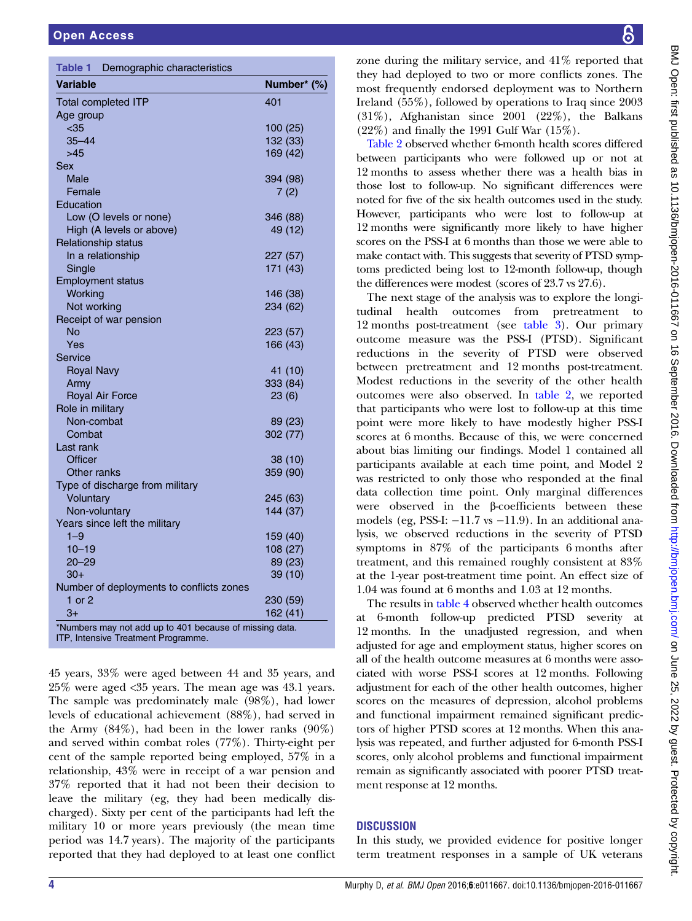**Table 1** Demographic characteristics

| Variable | Number* (%) |
|---|---|
| Total completed ITP | 401 |
| Age group | |
| <35 | 100 (25) |
| 35–44 | 132 (33) |
| >45 | 169 (42) |
| Sex | |
| Male | 394 (98) |
| Female | 7 (2) |
| Education | |
| Low (O levels or none) | 346 (88) |
| High (A levels or above) | 49 (12) |
| Relationship status | |
| In a relationship | 227 (57) |
| Single | 171 (43) |
| Employment status | |
| Working | 146 (38) |
| Not working | 234 (62) |
| Receipt of war pension | |
| No | 223 (57) |
| Yes | 166 (43) |
| Service | |
| Royal Navy | 41 (10) |
| Army | 333 (84) |
| Royal Air Force | 23 (6) |
| Role in military | |
| Non-combat | 89 (23) |
| Combat | 302 (77) |
| Last rank | |
| Officer | 38 (10) |
| Other ranks | 359 (90) |
| Type of discharge from military | |
| Voluntary | 245 (63) |
| Non-voluntary | 144 (37) |
| Years since left the military | |
| 1–9 | 159 (40) |
| 10–19 | 108 (27) |
| 20–29 | 89 (23) |
| 30+ | 39 (10) |
| Number of deployments to conflicts zones | |
| 1 or 2 | 230 (59) |
| 3+ | 162 (41) |

*Numbers may not add up to 401 because of missing data.
ITP, Intensive Treatment Programme.

45 years, 33% were aged between 44 and 35 years, and 25% were aged <35 years. The mean age was 43.1 years. The sample was predominately male (98%), had lower levels of educational achievement (88%), had served in the Army (84%), had been in the lower ranks (90%) and served within combat roles (77%). Thirty-eight per cent of the sample reported being employed, 57% in a relationship, 43% were in receipt of a war pension and 37% reported that it had not been their decision to leave the military (eg, they had been medically discharged). Sixty per cent of the participants had left the military 10 or more years previously (the mean time period was 14.7 years). The majority of the participants reported that they had deployed to at least one conflict zone during the military service, and 41% reported that they had deployed to two or more conflicts zones. The most frequently endorsed deployment was to Northern Ireland (55%), followed by operations to Iraq since 2003 (31%), Afghanistan since 2001 (22%), the Balkans (22%) and finally the 1991 Gulf War (15%).

Table 2 observed whether 6-month health scores differed between participants who were followed up or not at 12 months to assess whether there was a health bias in those lost to follow-up. No significant differences were noted for five of the six health outcomes used in the study. However, participants who were lost to follow-up at 12 months were significantly more likely to have higher scores on the PSS-I at 6 months than those we were able to make contact with. This suggests that severity of PTSD symptoms predicted being lost to 12-month follow-up, though the differences were modest (scores of 23.7 vs 27.6).

The next stage of the analysis was to explore the longitudinal health outcomes from pretreatment to 12 months post-treatment (see table 3). Our primary outcome measure was the PSS-I (PTSD). Significant reductions in the severity of PTSD were observed between pretreatment and 12 months post-treatment. Modest reductions in the severity of the other health outcomes were also observed. In table 2, we reported that participants who were lost to follow-up at this time point were more likely to have modestly higher PSS-I scores at 6 months. Because of this, we were concerned about bias limiting our findings. Model 1 contained all participants available at each time point, and Model 2 was restricted to only those who responded at the final data collection time point. Only marginal differences were observed in the β-coefficients between these models (eg, PSS-I: −11.7 vs −11.9). In an additional analysis, we observed reductions in the severity of PTSD symptoms in 87% of the participants 6 months after treatment, and this remained roughly consistent at 83% at the 1-year post-treatment time point. An effect size of 1.04 was found at 6 months and 1.03 at 12 months.

The results in table 4 observed whether health outcomes at 6-month follow-up predicted PTSD severity at 12 months. In the unadjusted regression, and when adjusted for age and employment status, higher scores on all of the health outcome measures at 6 months were associated with worse PSS-I scores at 12 months. Following adjustment for each of the other health outcomes, higher scores on the measures of depression, alcohol problems and functional impairment remained significant predictors of higher PTSD scores at 12 months. When this analysis was repeated, and further adjusted for 6-month PSS-I scores, only alcohol problems and functional impairment remain as significantly associated with poorer PTSD treatment response at 12 months.

## DISCUSSION

In this study, we provided evidence for positive longer term treatment responses in a sample of UK veterans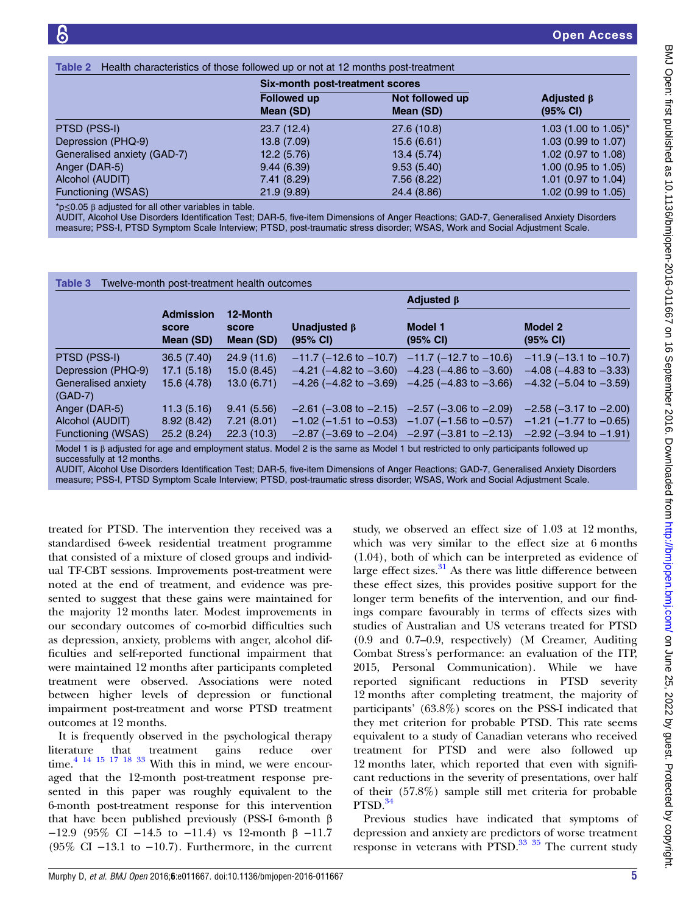**Table 2** Health characteristics of those followed up or not at 12 months post-treatment

| | Six-month post-treatment scores | | |
|---|---|---|---|
| | Followed up Mean (SD) | Not followed up Mean (SD) | Adjusted β (95% CI) |
| PTSD (PSS-I) | 23.7 (12.4) | 27.6 (10.8) | 1.03 (1.00 to 1.05)* |
| Depression (PHQ-9) | 13.8 (7.09) | 15.6 (6.61) | 1.03 (0.99 to 1.07) |
| Generalised anxiety (GAD-7) | 12.2 (5.76) | 13.4 (5.74) | 1.02 (0.97 to 1.08) |
| Anger (DAR-5) | 9.44 (6.39) | 9.53 (5.40) | 1.00 (0.95 to 1.05) |
| Alcohol (AUDIT) | 7.41 (8.29) | 7.56 (8.22) | 1.01 (0.97 to 1.04) |
| Functioning (WSAS) | 21.9 (9.89) | 24.4 (8.86) | 1.02 (0.99 to 1.05) |

*p≤0.05 β adjusted for all other variables in table.
AUDIT, Alcohol Use Disorders Identification Test; DAR-5, five-item Dimensions of Anger Reactions; GAD-7, Generalised Anxiety Disorders measure; PSS-I, PTSD Symptom Scale Interview; PTSD, post-traumatic stress disorder; WSAS, Work and Social Adjustment Scale.

**Table 3** Twelve-month post-treatment health outcomes

| | | | | Adjusted β | |
|---|---|---|---|---|---|
| | Admission score Mean (SD) | 12-Month score Mean (SD) | Unadjusted β (95% CI) | Model 1 (95% CI) | Model 2 (95% CI) |
| PTSD (PSS-I) | 36.5 (7.40) | 24.9 (11.6) | −11.7 (−12.6 to −10.7) | −11.7 (−12.7 to −10.6) | −11.9 (−13.1 to −10.7) |
| Depression (PHQ-9) | 17.1 (5.18) | 15.0 (8.45) | −4.21 (−4.82 to −3.60) | −4.23 (−4.86 to −3.60) | −4.08 (−4.83 to −3.33) |
| Generalised anxiety (GAD-7) | 15.6 (4.78) | 13.0 (6.71) | −4.26 (−4.82 to −3.69) | −4.25 (−4.83 to −3.66) | −4.32 (−5.04 to −3.59) |
| Anger (DAR-5) | 11.3 (5.16) | 9.41 (5.56) | −2.61 (−3.08 to −2.15) | −2.57 (−3.06 to −2.09) | −2.58 (−3.17 to −2.00) |
| Alcohol (AUDIT) | 8.92 (8.42) | 7.21 (8.01) | −1.02 (−1.51 to −0.53) | −1.07 (−1.56 to −0.57) | −1.21 (−1.77 to −0.65) |
| Functioning (WSAS) | 25.2 (8.24) | 22.3 (10.3) | −2.87 (−3.69 to −2.04) | −2.97 (−3.81 to −2.13) | −2.92 (−3.94 to −1.91) |

Model 1 is β adjusted for age and employment status. Model 2 is the same as Model 1 but restricted to only participants followed up successfully at 12 months.
AUDIT, Alcohol Use Disorders Identification Test; DAR-5, five-item Dimensions of Anger Reactions; GAD-7, Generalised Anxiety Disorders measure; PSS-I, PTSD Symptom Scale Interview; PTSD, post-traumatic stress disorder; WSAS, Work and Social Adjustment Scale.

treated for PTSD. The intervention they received was a standardised 6-week residential treatment programme that consisted of a mixture of closed groups and individual TF-CBT sessions. Improvements post-treatment were noted at the end of treatment, and evidence was presented to suggest that these gains were maintained for the majority 12 months later. Modest improvements in our secondary outcomes of co-morbid difficulties such as depression, anxiety, problems with anger, alcohol difficulties and self-reported functional impairment that were maintained 12 months after participants completed treatment were observed. Associations were noted between higher levels of depression or functional impairment post-treatment and worse PTSD treatment outcomes at 12 months.

It is frequently observed in the psychological therapy literature that treatment gains reduce over time.[4 14 15 17 18 33] With this in mind, we were encouraged that the 12-month post-treatment response presented in this paper was roughly equivalent to the 6-month post-treatment response for this intervention that have been published previously (PSS-I 6-month β −12.9 (95% CI −14.5 to −11.4) vs 12-month β −11.7 (95% CI −13.1 to −10.7). Furthermore, in the current study, we observed an effect size of 1.03 at 12 months, which was very similar to the effect size at 6 months (1.04), both of which can be interpreted as evidence of large effect sizes.[31] As there was little difference between these effect sizes, this provides positive support for the longer term benefits of the intervention, and our findings compare favourably in terms of effects sizes with studies of Australian and US veterans treated for PTSD (0.9 and 0.7–0.9, respectively) (M Creamer, Auditing Combat Stress's performance: an evaluation of the ITP, 2015, Personal Communication). While we have reported significant reductions in PTSD severity 12 months after completing treatment, the majority of participants' (63.8%) scores on the PSS-I indicated that they met criterion for probable PTSD. This rate seems equivalent to a study of Canadian veterans who received treatment for PTSD and were also followed up 12 months later, which reported that even with significant reductions in the severity of presentations, over half of their (57.8%) sample still met criteria for probable PTSD.[34]

Previous studies have indicated that symptoms of depression and anxiety are predictors of worse treatment response in veterans with PTSD.[33 35] The current study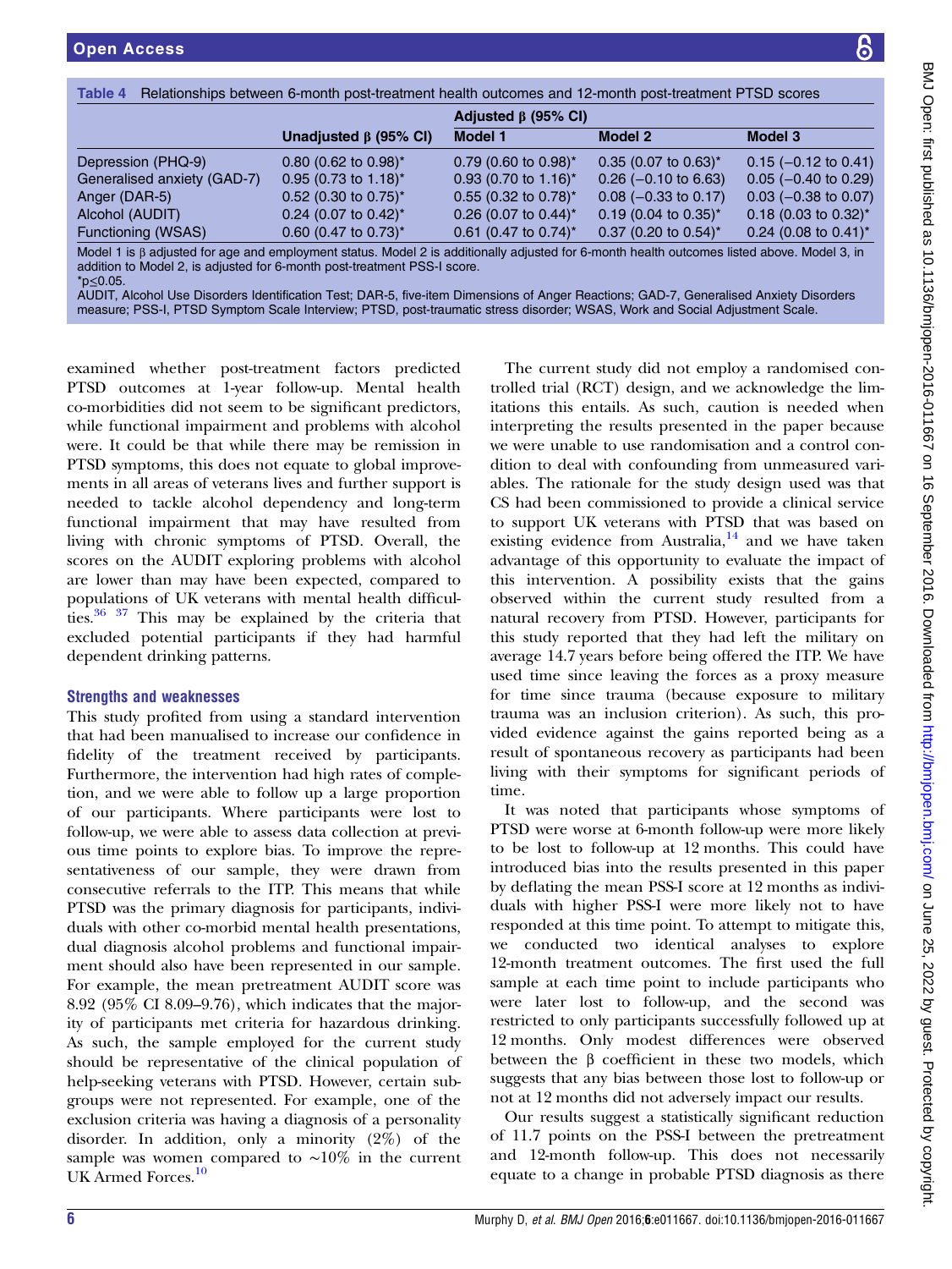**Table 4** Relationships between 6-month post-treatment health outcomes and 12-month post-treatment PTSD scores

| | Unadjusted β (95% CI) | Adjusted β (95% CI) Model 1 | Model 2 | Model 3 |
|---|---|---|---|---|
| Depression (PHQ-9) | 0.80 (0.62 to 0.98)* | 0.79 (0.60 to 0.98)* | 0.35 (0.07 to 0.63)* | 0.15 (−0.12 to 0.41) |
| Generalised anxiety (GAD-7) | 0.95 (0.73 to 1.18)* | 0.93 (0.70 to 1.16)* | 0.26 (−0.10 to 6.63) | 0.05 (−0.40 to 0.29) |
| Anger (DAR-5) | 0.52 (0.30 to 0.75)* | 0.55 (0.32 to 0.78)* | 0.08 (−0.33 to 0.17) | 0.03 (−0.38 to 0.07) |
| Alcohol (AUDIT) | 0.24 (0.07 to 0.42)* | 0.26 (0.07 to 0.44)* | 0.19 (0.04 to 0.35)* | 0.18 (0.03 to 0.32)* |
| Functioning (WSAS) | 0.60 (0.47 to 0.73)* | 0.61 (0.47 to 0.74)* | 0.37 (0.20 to 0.54)* | 0.24 (0.08 to 0.41)* |

Model 1 is β adjusted for age and employment status. Model 2 is additionally adjusted for 6-month health outcomes listed above. Model 3, in addition to Model 2, is adjusted for 6-month post-treatment PSS-I score.
*$p \le 0.05$.
AUDIT, Alcohol Use Disorders Identification Test; DAR-5, five-item Dimensions of Anger Reactions; GAD-7, Generalised Anxiety Disorders measure; PSS-I, PTSD Symptom Scale Interview; PTSD, post-traumatic stress disorder; WSAS, Work and Social Adjustment Scale.

examined whether post-treatment factors predicted PTSD outcomes at 1-year follow-up. Mental health co-morbidities did not seem to be significant predictors, while functional impairment and problems with alcohol were. It could be that while there may be remission in PTSD symptoms, this does not equate to global improvements in all areas of veterans lives and further support is needed to tackle alcohol dependency and long-term functional impairment that may have resulted from living with chronic symptoms of PTSD. Overall, the scores on the AUDIT exploring problems with alcohol are lower than may have been expected, compared to populations of UK veterans with mental health difficulties.[36] [37] This may be explained by the criteria that excluded potential participants if they had harmful dependent drinking patterns.

### Strengths and weaknesses

This study profited from using a standard intervention that had been manualised to increase our confidence in fidelity of the treatment received by participants. Furthermore, the intervention had high rates of completion, and we were able to follow up a large proportion of our participants. Where participants were lost to follow-up, we were able to assess data collection at previous time points to explore bias. To improve the representativeness of our sample, they were drawn from consecutive referrals to the ITP. This means that while PTSD was the primary diagnosis for participants, individuals with other co-morbid mental health presentations, dual diagnosis alcohol problems and functional impairment should also have been represented in our sample. For example, the mean pretreatment AUDIT score was 8.92 (95% CI 8.09–9.76), which indicates that the majority of participants met criteria for hazardous drinking. As such, the sample employed for the current study should be representative of the clinical population of help-seeking veterans with PTSD. However, certain subgroups were not represented. For example, one of the exclusion criteria was having a diagnosis of a personality disorder. In addition, only a minority (2%) of the sample was women compared to ∼10% in the current UK Armed Forces.[10]

The current study did not employ a randomised controlled trial (RCT) design, and we acknowledge the limitations this entails. As such, caution is needed when interpreting the results presented in the paper because we were unable to use randomisation and a control condition to deal with confounding from unmeasured variables. The rationale for the study design used was that CS had been commissioned to provide a clinical service to support UK veterans with PTSD that was based on existing evidence from Australia,[14] and we have taken advantage of this opportunity to evaluate the impact of this intervention. A possibility exists that the gains observed within the current study resulted from a natural recovery from PTSD. However, participants for this study reported that they had left the military on average 14.7 years before being offered the ITP. We have used time since leaving the forces as a proxy measure for time since trauma (because exposure to military trauma was an inclusion criterion). As such, this provided evidence against the gains reported being as a result of spontaneous recovery as participants had been living with their symptoms for significant periods of time.

It was noted that participants whose symptoms of PTSD were worse at 6-month follow-up were more likely to be lost to follow-up at 12 months. This could have introduced bias into the results presented in this paper by deflating the mean PSS-I score at 12 months as individuals with higher PSS-I were more likely not to have responded at this time point. To attempt to mitigate this, we conducted two identical analyses to explore 12-month treatment outcomes. The first used the full sample at each time point to include participants who were later lost to follow-up, and the second was restricted to only participants successfully followed up at 12 months. Only modest differences were observed between the β coefficient in these two models, which suggests that any bias between those lost to follow-up or not at 12 months did not adversely impact our results.

Our results suggest a statistically significant reduction of 11.7 points on the PSS-I between the pretreatment and 12-month follow-up. This does not necessarily equate to a change in probable PTSD diagnosis as there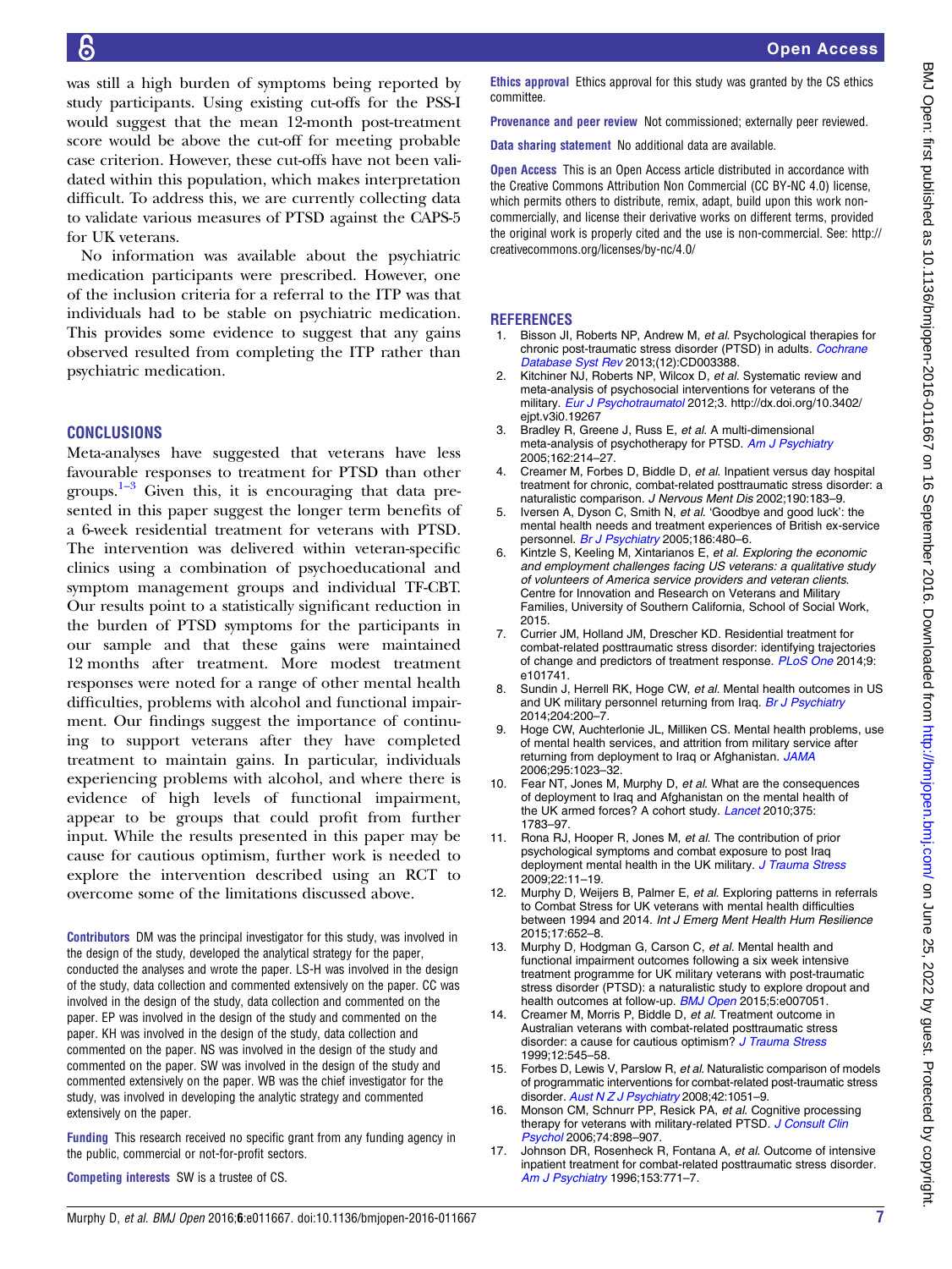was still a high burden of symptoms being reported by study participants. Using existing cut-offs for the PSS-I would suggest that the mean 12-month post-treatment score would be above the cut-off for meeting probable case criterion. However, these cut-offs have not been validated within this population, which makes interpretation difficult. To address this, we are currently collecting data to validate various measures of PTSD against the CAPS-5 for UK veterans.

No information was available about the psychiatric medication participants were prescribed. However, one of the inclusion criteria for a referral to the ITP was that individuals had to be stable on psychiatric medication. This provides some evidence to suggest that any gains observed resulted from completing the ITP rather than psychiatric medication.

## CONCLUSIONS

Meta-analyses have suggested that veterans have less favourable responses to treatment for PTSD than other groups.[1–3] Given this, it is encouraging that data presented in this paper suggest the longer term benefits of a 6-week residential treatment for veterans with PTSD. The intervention was delivered within veteran-specific clinics using a combination of psychoeducational and symptom management groups and individual TF-CBT. Our results point to a statistically significant reduction in the burden of PTSD symptoms for the participants in our sample and that these gains were maintained 12 months after treatment. More modest treatment responses were noted for a range of other mental health difficulties, problems with alcohol and functional impairment. Our findings suggest the importance of continuing to support veterans after they have completed treatment to maintain gains. In particular, individuals experiencing problems with alcohol, and where there is evidence of high levels of functional impairment, appear to be groups that could profit from further input. While the results presented in this paper may be cause for cautious optimism, further work is needed to explore the intervention described using an RCT to overcome some of the limitations discussed above.

**Contributors** DM was the principal investigator for this study, was involved in the design of the study, developed the analytical strategy for the paper, conducted the analyses and wrote the paper. LS-H was involved in the design of the study, data collection and commented extensively on the paper. CC was involved in the design of the study, data collection and commented on the paper. EP was involved in the design of the study and commented on the paper. KH was involved in the design of the study, data collection and commented on the paper. NS was involved in the design of the study and commented on the paper. SW was involved in the design of the study and commented extensively on the paper. WB was the chief investigator for the study, was involved in developing the analytic strategy and commented extensively on the paper.

**Funding** This research received no specific grant from any funding agency in the public, commercial or not-for-profit sectors.

**Competing interests** SW is a trustee of CS.

**Ethics approval** Ethics approval for this study was granted by the CS ethics committee.

**Provenance and peer review** Not commissioned; externally peer reviewed.

**Data sharing statement** No additional data are available.

**Open Access** This is an Open Access article distributed in accordance with the Creative Commons Attribution Non Commercial (CC BY-NC 4.0) license, which permits others to distribute, remix, adapt, build upon this work non-commercially, and license their derivative works on different terms, provided the original work is properly cited and the use is non-commercial. See: http://creativecommons.org/licenses/by-nc/4.0/

## REFERENCES

1. Bisson JI, Roberts NP, Andrew M, *et al*. Psychological therapies for chronic post-traumatic stress disorder (PTSD) in adults. *Cochrane Database Syst Rev* 2013;(12):CD003388.
2. Kitchiner NJ, Roberts NP, Wilcox D, *et al*. Systematic review and meta-analysis of psychosocial interventions for veterans of the military. *Eur J Psychotraumatol* 2012;3. http://dx.doi.org/10.3402/ejpt.v3i0.19267
3. Bradley R, Greene J, Russ E, *et al*. A multi-dimensional meta-analysis of psychotherapy for PTSD. *Am J Psychiatry* 2005;162:214–27.
4. Creamer M, Forbes D, Biddle D, *et al*. Inpatient versus day hospital treatment for chronic, combat-related posttraumatic stress disorder: a naturalistic comparison. *J Nervous Ment Dis* 2002;190:183–9.
5. Iversen A, Dyson C, Smith N, *et al*. 'Goodbye and good luck': the mental health needs and treatment experiences of British ex-service personnel. *Br J Psychiatry* 2005;186:480–6.
6. Kintzle S, Keeling M, Xintarianos E, *et al*. *Exploring the economic and employment challenges facing US veterans: a qualitative study of volunteers of America service providers and veteran clients.* Centre for Innovation and Research on Veterans and Military Families, University of Southern California, School of Social Work, 2015.
7. Currier JM, Holland JM, Drescher KD. Residential treatment for combat-related posttraumatic stress disorder: identifying trajectories of change and predictors of treatment response. *PLoS One* 2014;9:e101741.
8. Sundin J, Herrell RK, Hoge CW, *et al*. Mental health outcomes in US and UK military personnel returning from Iraq. *Br J Psychiatry* 2014;204:200–7.
9. Hoge CW, Auchterlonie JL, Milliken CS. Mental health problems, use of mental health services, and attrition from military service after returning from deployment to Iraq or Afghanistan. *JAMA* 2006;295:1023–32.
10. Fear NT, Jones M, Murphy D, *et al*. What are the consequences of deployment to Iraq and Afghanistan on the mental health of the UK armed forces? A cohort study. *Lancet* 2010;375:1783–97.
11. Rona RJ, Hooper R, Jones M, *et al*. The contribution of prior psychological symptoms and combat exposure to post Iraq deployment mental health in the UK military. *J Trauma Stress* 2009;22:11–19.
12. Murphy D, Weijers B, Palmer E, *et al*. Exploring patterns in referrals to Combat Stress for UK veterans with mental health difficulties between 1994 and 2014. *Int J Emerg Ment Health Hum Resilience* 2015;17:652–8.
13. Murphy D, Hodgman G, Carson C, *et al*. Mental health and functional impairment outcomes following a six week intensive treatment programme for UK military veterans with post-traumatic stress disorder (PTSD): a naturalistic study to explore dropout and health outcomes at follow-up. *BMJ Open* 2015;5:e007051.
14. Creamer M, Morris P, Biddle D, *et al*. Treatment outcome in Australian veterans with combat-related posttraumatic stress disorder: a cause for cautious optimism? *J Trauma Stress* 1999;12:545–58.
15. Forbes D, Lewis V, Parslow R, *et al*. Naturalistic comparison of models of programmatic interventions for combat-related post-traumatic stress disorder. *Aust N Z J Psychiatry* 2008;42:1051–9.
16. Monson CM, Schnurr PP, Resick PA, *et al*. Cognitive processing therapy for veterans with military-related PTSD. *J Consult Clin Psychol* 2006;74:898–907.
17. Johnson DR, Rosenheck R, Fontana A, *et al*. Outcome of intensive inpatient treatment for combat-related posttraumatic stress disorder. *Am J Psychiatry* 1996;153:771–7.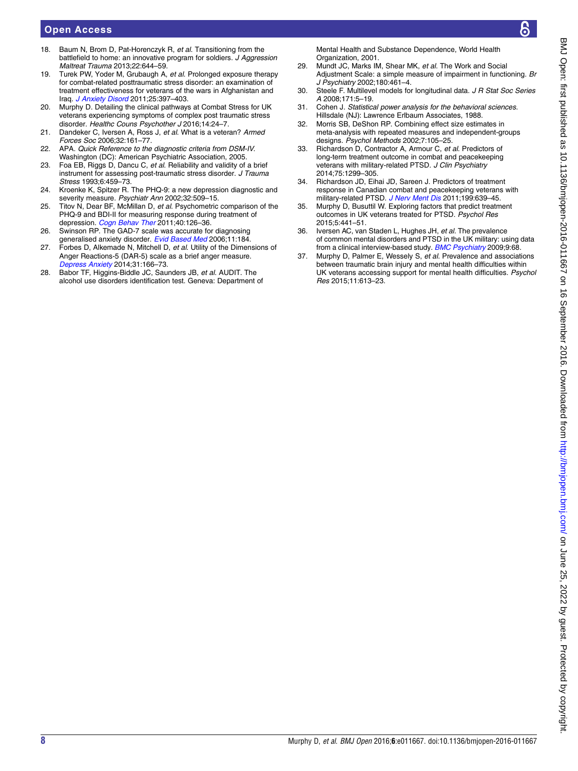18. Baum N, Brom D, Pat-Horenczyk R, *et al*. Transitioning from the battlefield to home: an innovative program for soldiers. *J Aggression Maltreat Trauma* 2013;22:644–59.
19. Turek PW, Yoder M, Grubaugh A, *et al*. Prolonged exposure therapy for combat-related posttraumatic stress disorder: an examination of treatment effectiveness for veterans of the wars in Afghanistan and Iraq. *J Anxiety Disord* 2011;25:397–403.
20. Murphy D. Detailing the clinical pathways at Combat Stress for UK veterans experiencing symptoms of complex post traumatic stress disorder. *Healthc Couns Psychother J* 2016;14:24–7.
21. Dandeker C, Iversen A, Ross J, *et al*. What is a veteran? *Armed Forces Soc* 2006;32:161–77.
22. APA. *Quick Reference to the diagnostic criteria from DSM-IV*. Washington (DC): American Psychiatric Association, 2005.
23. Foa EB, Riggs D, Dancu C, *et al*. Reliability and validity of a brief instrument for assessing post-traumatic stress disorder. *J Trauma Stress* 1993;6:459–73.
24. Kroenke K, Spitzer R. The PHQ-9: a new depression diagnostic and severity measure. *Psychiatr Ann* 2002;32:509–15.
25. Titov N, Dear BF, McMillan D, *et al*. Psychometric comparison of the PHQ-9 and BDI-II for measuring response during treatment of depression. *Cogn Behav Ther* 2011;40:126–36.
26. Swinson RP. The GAD-7 scale was accurate for diagnosing generalised anxiety disorder. *Evid Based Med* 2006;11:184.
27. Forbes D, Alkemade N, Mitchell D, *et al*. Utility of the Dimensions of Anger Reactions-5 (DAR-5) scale as a brief anger measure. *Depress Anxiety* 2014;31:166–73.
28. Babor TF, Higgins-Biddle JC, Saunders JB, *et al*. AUDIT. The alcohol use disorders identification test. Geneva: Department of Mental Health and Substance Dependence, World Health Organization, 2001.
29. Mundt JC, Marks IM, Shear MK, *et al*. The Work and Social Adjustment Scale: a simple measure of impairment in functioning. *Br J Psychiatry* 2002;180:461–4.
30. Steele F. Multilevel models for longitudinal data. *J R Stat Soc Series A* 2008;171:5–19.
31. Cohen J. *Statistical power analysis for the behavioral sciences*. Hillsdale (NJ): Lawrence Erlbaum Associates, 1988.
32. Morris SB, DeShon RP. Combining effect size estimates in meta-analysis with repeated measures and independent-groups designs. *Psychol Methods* 2002;7:105–25.
33. Richardson D, Contractor A, Armour C, *et al*. Predictors of long-term treatment outcome in combat and peacekeeping veterans with military-related PTSD. *J Clin Psychiatry* 2014;75:1299–305.
34. Richardson JD, Eihai JD, Sareen J. Predictors of treatment response in Canadian combat and peacekeeping veterans with military-related PTSD. *J Nerv Ment Dis* 2011;199:639–45.
35. Murphy D, Busuttil W. Exploring factors that predict treatment outcomes in UK veterans treated for PTSD. *Psychol Res* 2015;5:441–51.
36. Iversen AC, van Staden L, Hughes JH, *et al*. The prevalence of common mental disorders and PTSD in the UK military: using data from a clinical interview-based study. *BMC Psychiatry* 2009;9:68.
37. Murphy D, Palmer E, Wessely S, *et al*. Prevalence and associations between traumatic brain injury and mental health difficulties within UK veterans accessing support for mental health difficulties. *Psychol Res* 2015;11:613–23.